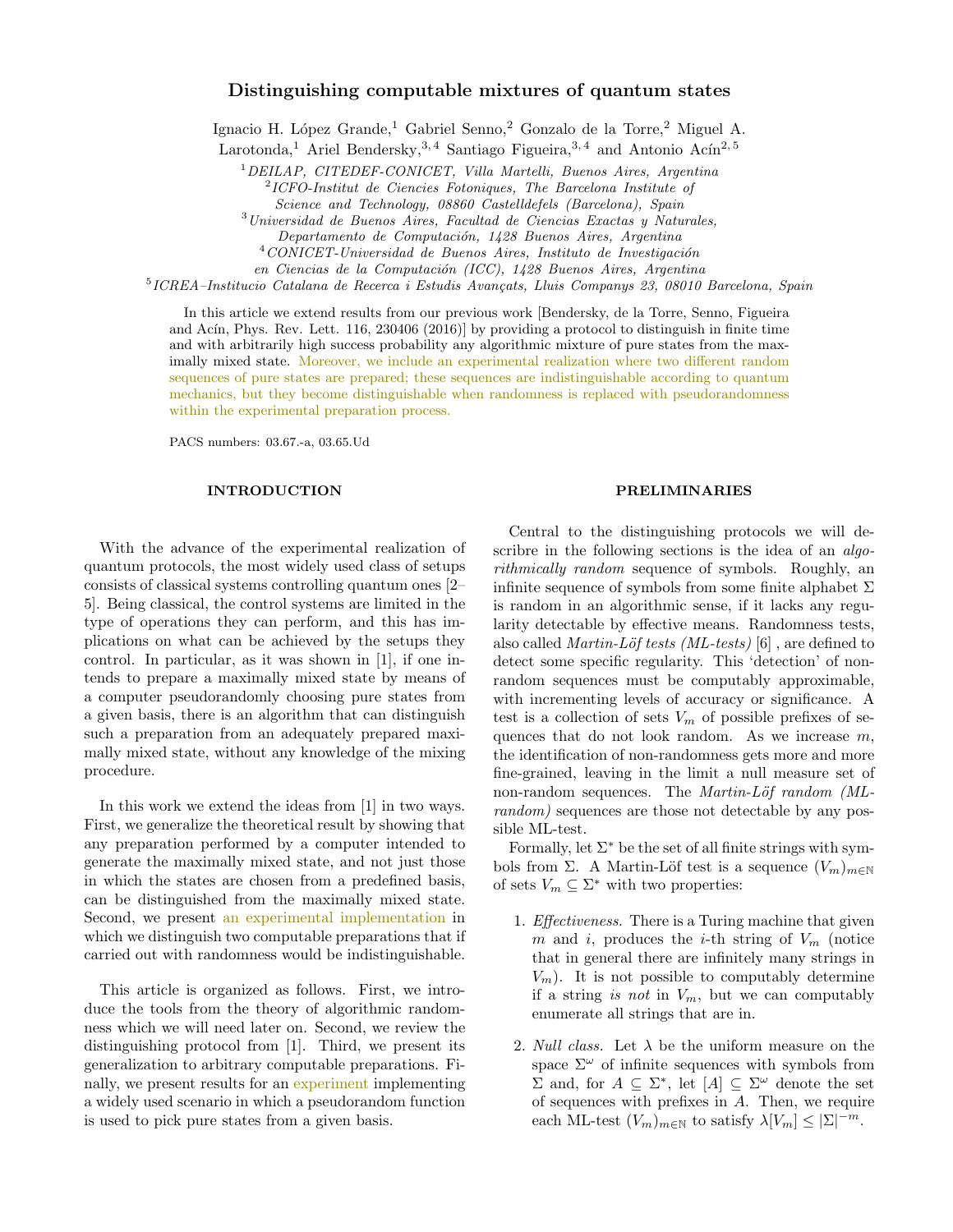# Distinguishing computable mixtures of quantum states

Ignacio H. López Grande,[1] Gabriel Senno,[2] Gonzalo de la Torre,[2] Miguel A. Larotonda,[1] Ariel Bendersky,[3,4] Santiago Figueira,[3,4] and Antonio Acín[2,5]

[1] *DEILAP, CITEDEF-CONICET, Villa Martelli, Buenos Aires, Argentina*
[2] *ICFO-Institut de Ciencies Fotoniques, The Barcelona Institute of Science and Technology, 08860 Castelldefels (Barcelona), Spain*
[3] *Universidad de Buenos Aires, Facultad de Ciencias Exactas y Naturales, Departamento de Computación, 1428 Buenos Aires, Argentina*
[4] *CONICET-Universidad de Buenos Aires, Instituto de Investigación en Ciencias de la Computación (ICC), 1428 Buenos Aires, Argentina*
[5] *ICREA–Institucio Catalana de Recerca i Estudis Avançats, Lluis Companys 23, 08010 Barcelona, Spain*

In this article we extend results from our previous work [Bendersky, de la Torre, Senno, Figueira and Acín, Phys. Rev. Lett. 116, 230406 (2016)] by providing a protocol to distinguish in finite time and with arbitrarily high success probability any algorithmic mixture of pure states from the maximally mixed state. Moreover, we include an experimental realization where two different random sequences of pure states are prepared; these sequences are indistinguishable according to quantum mechanics, but they become distinguishable when randomness is replaced with pseudorandomness within the experimental preparation process.

PACS numbers: 03.67.-a, 03.65.Ud

## INTRODUCTION

With the advance of the experimental realization of quantum protocols, the most widely used class of setups consists of classical systems controlling quantum ones [2–5]. Being classical, the control systems are limited in the type of operations they can perform, and this has implications on what can be achieved by the setups they control. In particular, as it was shown in [1], if one intends to prepare a maximally mixed state by means of a computer pseudorandomly choosing pure states from a given basis, there is an algorithm that can distinguish such a preparation from an adequately prepared maximally mixed state, without any knowledge of the mixing procedure.

In this work we extend the ideas from [1] in two ways. First, we generalize the theoretical result by showing that any preparation performed by a computer intended to generate the maximally mixed state, and not just those in which the states are chosen from a predefined basis, can be distinguished from the maximally mixed state. Second, we present an experimental implementation in which we distinguish two computable preparations that if carried out with randomness would be indistinguishable.

This article is organized as follows. First, we introduce the tools from the theory of algorithmic randomness which we will need later on. Second, we review the distinguishing protocol from [1]. Third, we present its generalization to arbitrary computable preparations. Finally, we present results for an experiment implementing a widely used scenario in which a pseudorandom function is used to pick pure states from a given basis.

## PRELIMINARIES

Central to the distinguishing protocols we will describre in the following sections is the idea of an *algorithmically random* sequence of symbols. Roughly, an infinite sequence of symbols from some finite alphabet $\Sigma$ is random in an algorithmic sense, if it lacks any regularity detectable by effective means. Randomness tests, also called *Martin-Löf tests (ML-tests)* [6] , are defined to detect some specific regularity. This 'detection' of non-random sequences must be computably approximable, with incrementing levels of accuracy or significance. A test is a collection of sets $V_m$ of possible prefixes of sequences that do not look random. As we increase $m$, the identification of non-randomness gets more and more fine-grained, leaving in the limit a null measure set of non-random sequences. The *Martin-Löf random (ML-random)* sequences are those not detectable by any possible ML-test.

Formally, let $\Sigma^*$ be the set of all finite strings with symbols from $\Sigma$. A Martin-Löf test is a sequence $(V_m)_{m\in\mathbb{N}}$ of sets $V_m \subseteq \Sigma^*$ with two properties:

1. *Effectiveness.* There is a Turing machine that given $m$ and $i$, produces the $i$-th string of $V_m$ (notice that in general there are infinitely many strings in $V_m$). It is not possible to computably determine if a string *is not* in $V_m$, but we can computably enumerate all strings that are in.

2. *Null class.* Let $\lambda$ be the uniform measure on the space $\Sigma^\omega$ of infinite sequences with symbols from $\Sigma$ and, for $A \subseteq \Sigma^*$, let $[A] \subseteq \Sigma^\omega$ denote the set of sequences with prefixes in $A$. Then, we require each ML-test $(V_m)_{m\in\mathbb{N}}$ to satisfy $\lambda[V_m] \le |\Sigma|^{-m}$.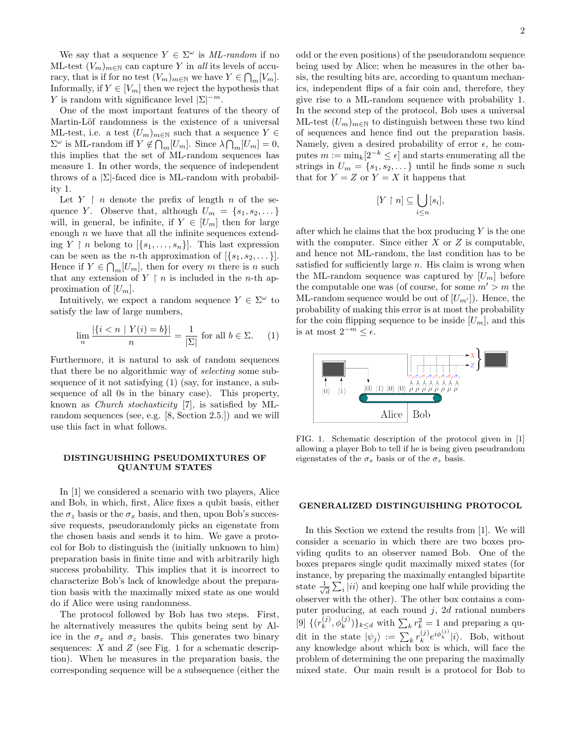We say that a sequence $Y \in \Sigma^\omega$ is *ML-random* if no ML-test $(V_m)_{m\in\mathbb{N}}$ can capture $Y$ in *all* its levels of accuracy, that is if for no test $(V_m)_{m\in\mathbb{N}}$ we have $Y \in \bigcap_m [V_m]$. Informally, if $Y \in [V_m]$ then we reject the hypothesis that $Y$ is random with significance level $|\Sigma|^{-m}$.

One of the most important features of the theory of Martin-Löf randomness is the existence of a universal ML-test, i.e. a test $(U_m)_{m\in\mathbb{N}}$ such that a sequence $Y \in \Sigma^\omega$ is ML-random iff $Y \notin \bigcap_m [U_m]$. Since $\lambda \bigcap_m [U_m] = 0$, this implies that the set of ML-random sequences has measure 1. In other words, the sequence of independent throws of a $|\Sigma|$-faced dice is ML-random with probability 1.

Let $Y \upharpoonright n$ denote the prefix of length $n$ of the sequence $Y$. Observe that, although $U_m = \{s_1, s_2, \dots\}$ will, in general, be infinite, if $Y \in [U_m]$ then for large enough $n$ we have that all the infinite sequences extending $Y \upharpoonright n$ belong to $[\{s_1, \dots, s_n\}]$. This last expression can be seen as the $n$-th approximation of $[\{s_1, s_2, \dots\}]$. Hence if $Y \in \bigcap_m [U_m]$, then for every $m$ there is $n$ such that any extension of $Y \upharpoonright n$ is included in the $n$-th approximation of $[U_m]$.

Intuitively, we expect a random sequence $Y \in \Sigma^\omega$ to satisfy the law of large numbers,

$$\lim_n \frac{|\{i < n \mid Y(i) = b\}|}{n} = \frac{1}{|\Sigma|} \text{ for all } b \in \Sigma. \quad (1)$$

Furthermore, it is natural to ask of random sequences that there be no algorithmic way of *selecting* some subsequence of it not satisfying (1) (say, for instance, a subsequence of all 0s in the binary case). This property, known as *Church stochasticity* [7], is satisfied by ML-random sequences (see, e.g. [8, Section 2.5.]) and we will use this fact in what follows.

## DISTINGUISHING PSEUDOMIXTURES OF QUANTUM STATES

In [1] we considered a scenario with two players, Alice and Bob, in which, first, Alice fixes a qubit basis, either the $\sigma_z$ basis or the $\sigma_x$ basis, and then, upon Bob's successive requests, pseudorandomly picks an eigenstate from the chosen basis and sends it to him. We gave a protocol for Bob to distinguish the (initially unknown to him) preparation basis in finite time and with arbitrarily high success probability. This implies that it is incorrect to characterize Bob's lack of knowledge about the preparation basis with the maximally mixed state as one would do if Alice were using randomness.

The protocol followed by Bob has two steps. First, he alternatively measures the qubits being sent by Alice in the $\sigma_x$ and $\sigma_z$ basis. This generates two binary sequences: $X$ and $Z$ (see Fig. 1 for a schematic description). When he measures in the preparation basis, the corresponding sequence will be a subsequence (either the odd or the even positions) of the pseudorandom sequence being used by Alice; when he measures in the other basis, the resulting bits are, according to quantum mechanics, independent flips of a fair coin and, therefore, they give rise to a ML-random sequence with probability 1. In the second step of the protocol, Bob uses a universal ML-test $(U_m)_{m\in\mathbb{N}}$ to distinguish between these two kind of sequences and hence find out the preparation basis. Namely, given a desired probability of error $\epsilon$, he computes $m := \min_k [2^{-k} \le \epsilon]$ and starts enumerating all the strings in $U_m = \{s_1, s_2, \dots\}$ until he finds some $n$ such that for $Y = Z$ or $Y = X$ it happens that

$$[Y \upharpoonright n] \subseteq \bigcup_{i \le n} [s_i],$$

after which he claims that the box producing $Y$ is the one with the computer. Since either $X$ or $Z$ is computable, and hence not ML-random, the last condition has to be satisfied for sufficiently large $n$. His claim is wrong when the ML-random sequence was captured by $[U_m]$ before the computable one was (of course, for some $m' > m$ the ML-random sequence would be out of $[U_{m'}]$). Hence, the probability of making this error is at most the probability for the coin flipping sequence to be inside $[U_m]$, and this is at most $2^{-m} \le \epsilon$.

FIG. 1. Schematic description of the protocol given in [1] allowing a player Bob to tell if he is being given pseudrandom eigenstates of the $\sigma_x$ basis or of the $\sigma_z$ basis.

## GENERALIZED DISTINGUISHING PROTOCOL

In this Section we extend the results from [1]. We will consider a scenario in which there are two boxes providing qudits to an observer named Bob. One of the boxes prepares single qudit maximally mixed states (for instance, by preparing the maximally entangled bipartite state $\frac{1}{\sqrt{d}} \sum_i |ii\rangle$ and keeping one half while providing the observer with the other). The other box contains a computer producing, at each round $j$, $2d$ rational numbers [9] $\{(r_k^{(j)}, \phi_k^{(j)})\}_{k \le d}$ with $\sum_k r_k^2 = 1$ and preparing a qudit in the state $|\psi_j\rangle := \sum_k r_k^{(j)} e^{i\phi_k^{(j)}} |i\rangle$. Bob, without any knowledge about which box is which, will face the problem of determining the one preparing the maximally mixed state. Our main result is a protocol for Bob to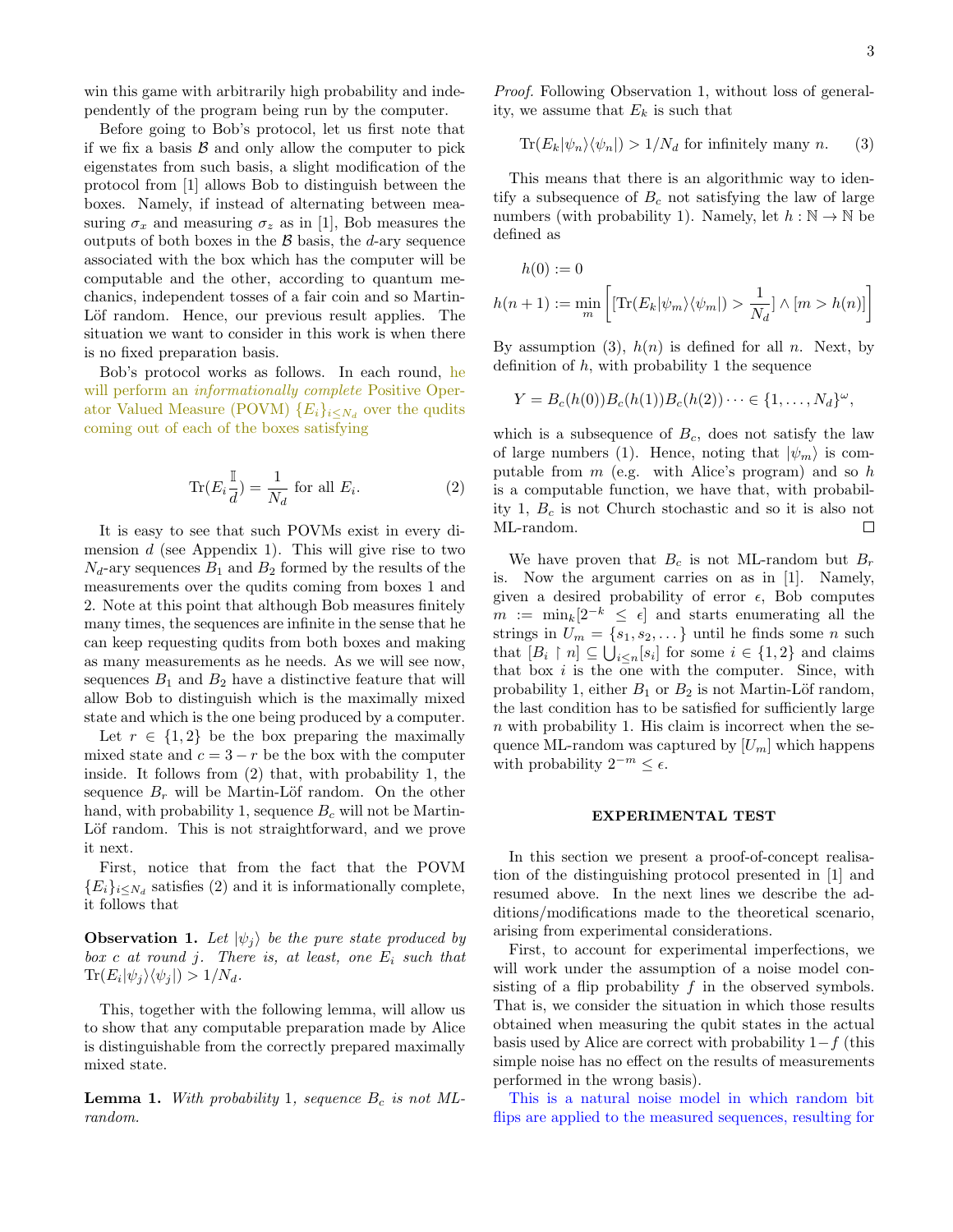win this game with arbitrarily high probability and independently of the program being run by the computer.

Before going to Bob's protocol, let us first note that if we fix a basis $\mathcal{B}$ and only allow the computer to pick eigenstates from such basis, a slight modification of the protocol from [1] allows Bob to distinguish between the boxes. Namely, if instead of alternating between measuring $\sigma_x$ and measuring $\sigma_z$ as in [1], Bob measures the outputs of both boxes in the $\mathcal{B}$ basis, the $d$-ary sequence associated with the box which has the computer will be computable and the other, according to quantum mechanics, independent tosses of a fair coin and so Martin-Löf random. Hence, our previous result applies. The situation we want to consider in this work is when there is no fixed preparation basis.

Bob's protocol works as follows. In each round, he will perform an *informationally complete* Positive Operator Valued Measure (POVM) $\{E_i\}_{i\leq N_d}$ over the qudits coming out of each of the boxes satisfying

$$\mathrm{Tr}(E_i \frac{\mathbb{I}}{d}) = \frac{1}{N_d} \text{ for all } E_i. \tag{2}$$

It is easy to see that such POVMs exist in every dimension $d$ (see Appendix 1). This will give rise to two $N_d$-ary sequences $B_1$ and $B_2$ formed by the results of the measurements over the qudits coming from boxes 1 and 2. Note at this point that although Bob measures finitely many times, the sequences are infinite in the sense that he can keep requesting qudits from both boxes and making as many measurements as he needs. As we will see now, sequences $B_1$ and $B_2$ have a distinctive feature that will allow Bob to distinguish which is the maximally mixed state and which is the one being produced by a computer.

Let $r \in \{1, 2\}$ be the box preparing the maximally mixed state and $c = 3 - r$ be the box with the computer inside. It follows from (2) that, with probability 1, the sequence $B_r$ will be Martin-Löf random. On the other hand, with probability 1, sequence $B_c$ will not be Martin-Löf random. This is not straightforward, and we prove it next.

First, notice that from the fact that the POVM $\{E_i\}_{i\leq N_d}$ satisfies (2) and it is informationally complete, it follows that

**Observation 1.** *Let $|\psi_j\rangle$ be the pure state produced by box $c$ at round $j$. There is, at least, one $E_i$ such that $\mathrm{Tr}(E_i|\psi_j\rangle\langle\psi_j|) > 1/N_d$.*

This, together with the following lemma, will allow us to show that any computable preparation made by Alice is distinguishable from the correctly prepared maximally mixed state.

**Lemma 1.** *With probability 1, sequence $B_c$ is not ML-random.*

*Proof.* Following Observation 1, without loss of generality, we assume that $E_k$ is such that

$$\mathrm{Tr}(E_k|\psi_n\rangle\langle\psi_n|) > 1/N_d \text{ for infinitely many } n. \tag{3}$$

This means that there is an algorithmic way to identify a subsequence of $B_c$ not satisfying the law of large numbers (with probability 1). Namely, let $h : \mathbb{N} \to \mathbb{N}$ be defined as

$$h(0) := 0$$
$$h(n+1) := \min_m \left[ [\mathrm{Tr}(E_k|\psi_m\rangle\langle\psi_m|) > \frac{1}{N_d}] \wedge [m > h(n)] \right]$$

By assumption (3), $h(n)$ is defined for all $n$. Next, by definition of $h$, with probability 1 the sequence

$$Y = B_c(h(0))B_c(h(1))B_c(h(2)) \cdots \in \{1, \ldots, N_d\}^\omega,$$

which is a subsequence of $B_c$, does not satisfy the law of large numbers (1). Hence, noting that $|\psi_m\rangle$ is computable from $m$ (e.g. with Alice's program) and so $h$ is a computable function, we have that, with probability 1, $B_c$ is not Church stochastic and so it is also not ML-random. □

We have proven that $B_c$ is not ML-random but $B_r$ is. Now the argument carries on as in [1]. Namely, given a desired probability of error $\epsilon$, Bob computes $m := \min_k[2^{-k} \leq \epsilon]$ and starts enumerating all the strings in $U_m = \{s_1, s_2, \ldots\}$ until he finds some $n$ such that $[B_i \upharpoonright n] \subseteq \bigcup_{i\leq n}[s_i]$ for some $i \in \{1, 2\}$ and claims that box $i$ is the one with the computer. Since, with probability 1, either $B_1$ or $B_2$ is not Martin-Löf random, the last condition has to be satisfied for sufficiently large $n$ with probability 1. His claim is incorrect when the sequence ML-random was captured by $[U_m]$ which happens with probability $2^{-m} \leq \epsilon$.

## EXPERIMENTAL TEST

In this section we present a proof-of-concept realisation of the distinguishing protocol presented in [1] and resumed above. In the next lines we describe the additions/modifications made to the theoretical scenario, arising from experimental considerations.

First, to account for experimental imperfections, we will work under the assumption of a noise model consisting of a flip probability $f$ in the observed symbols. That is, we consider the situation in which those results obtained when measuring the qubit states in the actual basis used by Alice are correct with probability $1-f$ (this simple noise has no effect on the results of measurements performed in the wrong basis).

This is a natural noise model in which random bit flips are applied to the measured sequences, resulting for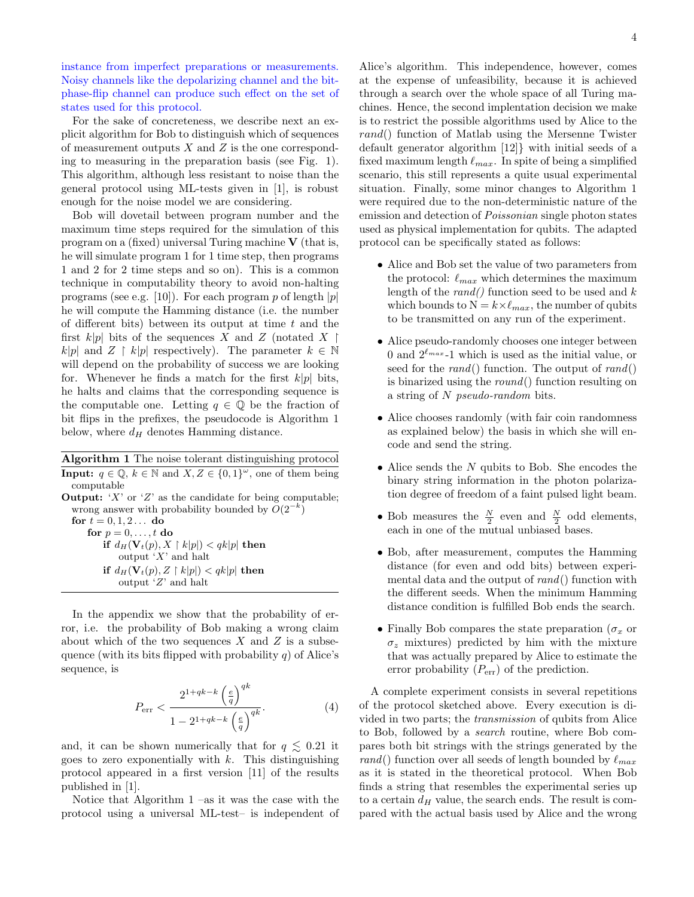instance from imperfect preparations or measurements. Noisy channels like the depolarizing channel and the bit-phase-flip channel can produce such effect on the set of states used for this protocol.

For the sake of concreteness, we describe next an explicit algorithm for Bob to distinguish which of sequences of measurement outputs $X$ and $Z$ is the one corresponding to measuring in the preparation basis (see Fig. 1). This algorithm, although less resistant to noise than the general protocol using ML-tests given in [1], is robust enough for the noise model we are considering.

Bob will dovetail between program number and the maximum time steps required for the simulation of this program on a (fixed) universal Turing machine $\mathbf{V}$ (that is, he will simulate program 1 for 1 time step, then programs 1 and 2 for 2 time steps and so on). This is a common technique in computability theory to avoid non-halting programs (see e.g. [10]). For each program $p$ of length $|p|$ he will compute the Hamming distance (i.e. the number of different bits) between its output at time $t$ and the first $k|p|$ bits of the sequences $X$ and $Z$ (notated $X \upharpoonright k|p|$ and $Z \upharpoonright k|p|$ respectively). The parameter $k \in \mathbb{N}$ will depend on the probability of success we are looking for. Whenever he finds a match for the first $k|p|$ bits, he halts and claims that the corresponding sequence is the computable one. Letting $q \in \mathbb{Q}$ be the fraction of bit flips in the prefixes, the pseudocode is Algorithm 1 below, where $d_H$ denotes Hamming distance.

**Algorithm 1** The noise tolerant distinguishing protocol

**Input:** $q \in \mathbb{Q}$, $k \in \mathbb{N}$ and $X, Z \in \{0,1\}^\omega$, one of them being computable
**Output:** '$X$' or '$Z$' as the candidate for being computable; wrong answer with probability bounded by $O(2^{-k})$

```
for t = 0,1,2... do
    for p = 0,...,t do
        if d_H(V_t(p), X ↾ k|p|) < qk|p| then
            output 'X' and halt
        if d_H(V_t(p), Z ↾ k|p|) < qk|p| then
            output 'Z' and halt
```

In the appendix we show that the probability of error, i.e. the probability of Bob making a wrong claim about which of the two sequences $X$ and $Z$ is a subsequence (with its bits flipped with probability $q$) of Alice's sequence, is

$$P_{\text{err}} < \frac{2^{1+qk-k}\left(\frac{e}{q}\right)^{qk}}{1-2^{1+qk-k}\left(\frac{e}{q}\right)^{qk}}. \tag{4}$$

and, it can be shown numerically that for $q \lesssim 0.21$ it goes to zero exponentially with $k$. This distinguishing protocol appeared in a first version [11] of the results published in [1].

Notice that Algorithm 1 –as it was the case with the protocol using a universal ML-test– is independent of Alice's algorithm. This independence, however, comes at the expense of unfeasibility, because it is achieved through a search over the whole space of all Turing machines. Hence, the second implentation decision we make is to restrict the possible algorithms used by Alice to the *rand*() function of Matlab using the Mersenne Twister default generator algorithm [12]} with initial seeds of a fixed maximum length $\ell_{max}$. In spite of being a simplified scenario, this still represents a quite usual experimental situation. Finally, some minor changes to Algorithm 1 were required due to the non-deterministic nature of the emission and detection of *Poissonian* single photon states used as physical implementation for qubits. The adapted protocol can be specifically stated as follows:

- Alice and Bob set the value of two parameters from the protocol: $\ell_{max}$ which determines the maximum length of the *rand()* function seed to be used and $k$ which bounds to $\mathrm{N} = k\times\ell_{max}$, the number of qubits to be transmitted on any run of the experiment.
- Alice pseudo-randomly chooses one integer between 0 and $2^{\ell_{max}}$-1 which is used as the initial value, or seed for the *rand*() function. The output of *rand*() is binarized using the *round*() function resulting on a string of $N$ *pseudo-random* bits.
- Alice chooses randomly (with fair coin randomness as explained below) the basis in which she will encode and send the string.
- Alice sends the $N$ qubits to Bob. She encodes the binary string information in the photon polarization degree of freedom of a faint pulsed light beam.
- Bob measures the $\frac{N}{2}$ even and $\frac{N}{2}$ odd elements, each in one of the mutual unbiased bases.
- Bob, after measurement, computes the Hamming distance (for even and odd bits) between experimental data and the output of *rand*() function with the different seeds. When the minimum Hamming distance condition is fulfilled Bob ends the search.
- Finally Bob compares the state preparation ($\sigma_x$ or $\sigma_z$ mixtures) predicted by him with the mixture that was actually prepared by Alice to estimate the error probability ($P_{\text{err}}$) of the prediction.

A complete experiment consists in several repetitions of the protocol sketched above. Every execution is divided in two parts; the *transmission* of qubits from Alice to Bob, followed by a *search* routine, where Bob compares both bit strings with the strings generated by the *rand*() function over all seeds of length bounded by $\ell_{max}$ as it is stated in the theoretical protocol. When Bob finds a string that resembles the experimental series up to a certain $d_H$ value, the search ends. The result is compared with the actual basis used by Alice and the wrong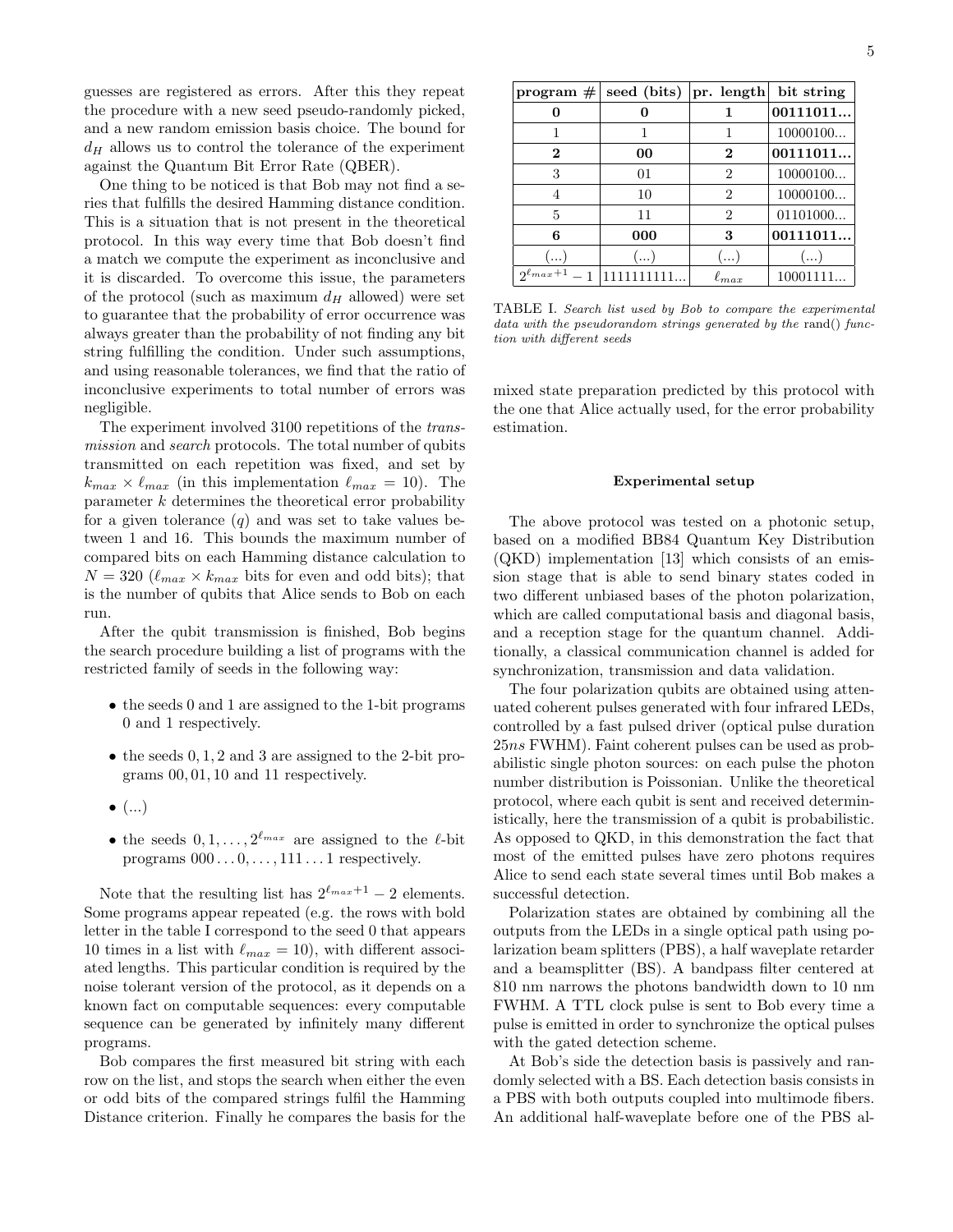guesses are registered as errors. After this they repeat the procedure with a new seed pseudo-randomly picked, and a new random emission basis choice. The bound for $d_H$ allows us to control the tolerance of the experiment against the Quantum Bit Error Rate (QBER).

One thing to be noticed is that Bob may not find a series that fulfills the desired Hamming distance condition. This is a situation that is not present in the theoretical protocol. In this way every time that Bob doesn't find a match we compute the experiment as inconclusive and it is discarded. To overcome this issue, the parameters of the protocol (such as maximum $d_H$ allowed) were set to guarantee that the probability of error occurrence was always greater than the probability of not finding any bit string fulfilling the condition. Under such assumptions, and using reasonable tolerances, we find that the ratio of inconclusive experiments to total number of errors was negligible.

The experiment involved 3100 repetitions of the *transmission* and *search* protocols. The total number of qubits transmitted on each repetition was fixed, and set by $k_{max} \times \ell_{max}$ (in this implementation $\ell_{max} = 10$). The parameter $k$ determines the theoretical error probability for a given tolerance ($q$) and was set to take values between 1 and 16. This bounds the maximum number of compared bits on each Hamming distance calculation to $N = 320$ ($\ell_{max} \times k_{max}$ bits for even and odd bits); that is the number of qubits that Alice sends to Bob on each run.

After the qubit transmission is finished, Bob begins the search procedure building a list of programs with the restricted family of seeds in the following way:

- the seeds 0 and 1 are assigned to the 1-bit programs 0 and 1 respectively.
- the seeds $0, 1, 2$ and $3$ are assigned to the 2-bit programs 00, 01, 10 and 11 respectively.
- (...)
- the seeds $0, 1, \ldots, 2^{\ell_{max}}$ are assigned to the $\ell$-bit programs $000\ldots0, \ldots, 111\ldots1$ respectively.

Note that the resulting list has $2^{\ell_{max}+1} - 2$ elements. Some programs appear repeated (e.g. the rows with bold letter in the table I correspond to the seed 0 that appears 10 times in a list with $\ell_{max} = 10$), with different associated lengths. This particular condition is required by the noise tolerant version of the protocol, as it depends on a known fact on computable sequences: every computable sequence can be generated by infinitely many different programs.

Bob compares the first measured bit string with each row on the list, and stops the search when either the even or odd bits of the compared strings fulfil the Hamming Distance criterion. Finally he compares the basis for the mixed state preparation predicted by this protocol with the one that Alice actually used, for the error probability estimation.

| program # | seed (bits) | pr. length | bit string |
|---|---|---|---|
| **0** | **0** | **1** | **00111011...** |
| 1 | 1 | 1 | 10000100... |
| **2** | **00** | **2** | **00111011...** |
| 3 | 01 | 2 | 10000100... |
| 4 | 10 | 2 | 10000100... |
| 5 | 11 | 2 | 01101000... |
| **6** | **000** | **3** | **00111011...** |
| (...) | (...) | (...) | (...) |
| $2^{\ell_{max}+1} - 1$ | 1111111111... | $\ell_{max}$ | 10001111... |

TABLE I. *Search list used by Bob to compare the experimental data with the pseudorandom strings generated by the* rand() *function with different seeds*

### Experimental setup

The above protocol was tested on a photonic setup, based on a modified BB84 Quantum Key Distribution (QKD) implementation [13] which consists of an emission stage that is able to send binary states coded in two different unbiased bases of the photon polarization, which are called computational basis and diagonal basis, and a reception stage for the quantum channel. Additionally, a classical communication channel is added for synchronization, transmission and data validation.

The four polarization qubits are obtained using attenuated coherent pulses generated with four infrared LEDs, controlled by a fast pulsed driver (optical pulse duration $25ns$ FWHM). Faint coherent pulses can be used as probabilistic single photon sources: on each pulse the photon number distribution is Poissonian. Unlike the theoretical protocol, where each qubit is sent and received deterministically, here the transmission of a qubit is probabilistic. As opposed to QKD, in this demonstration the fact that most of the emitted pulses have zero photons requires Alice to send each state several times until Bob makes a successful detection.

Polarization states are obtained by combining all the outputs from the LEDs in a single optical path using polarization beam splitters (PBS), a half waveplate retarder and a beamsplitter (BS). A bandpass filter centered at 810 nm narrows the photons bandwidth down to 10 nm FWHM. A TTL clock pulse is sent to Bob every time a pulse is emitted in order to synchronize the optical pulses with the gated detection scheme.

At Bob's side the detection basis is passively and randomly selected with a BS. Each detection basis consists in a PBS with both outputs coupled into multimode fibers. An additional half-waveplate before one of the PBS al-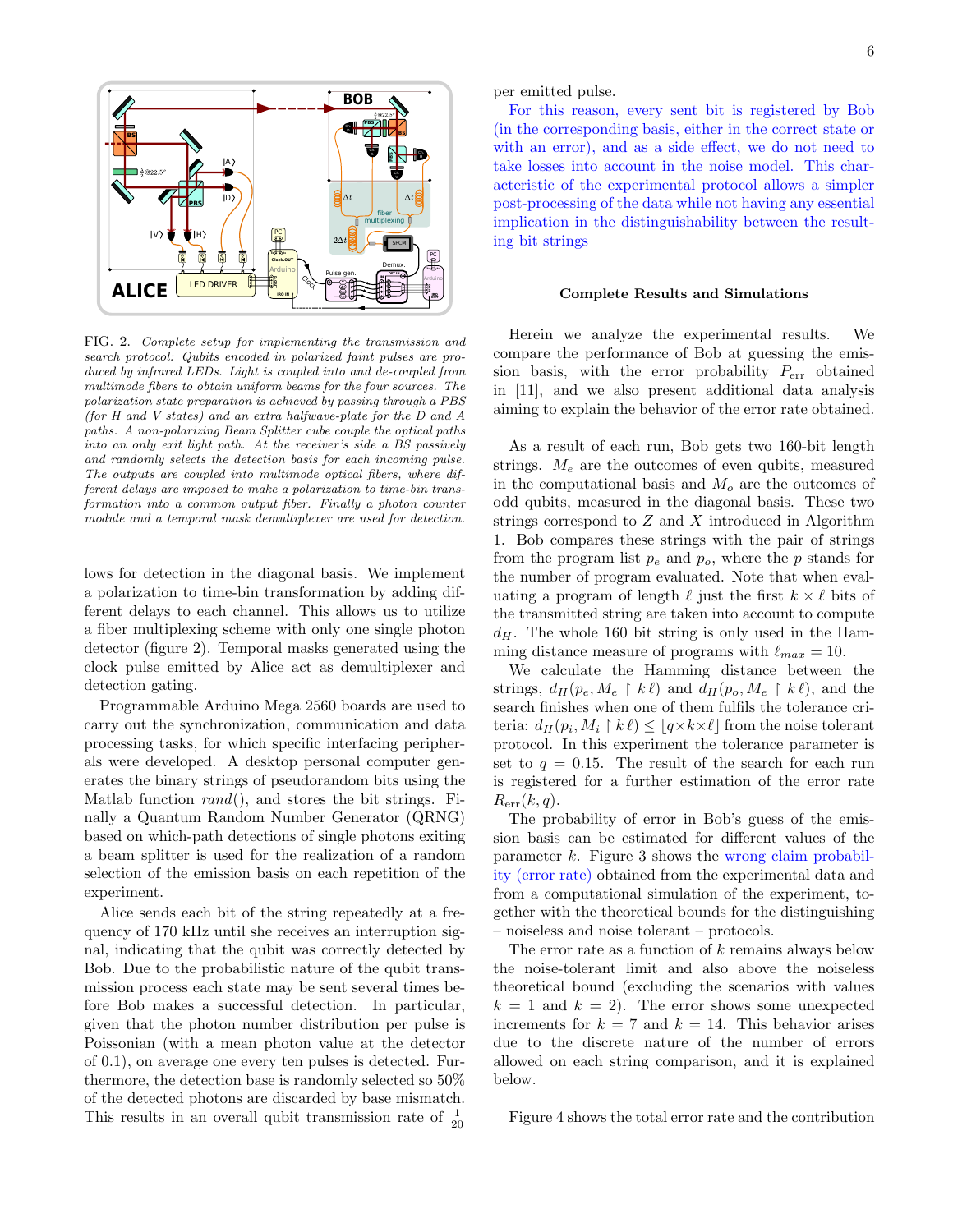FIG. 2. *Complete setup for implementing the transmission and search protocol: Qubits encoded in polarized faint pulses are produced by infrared LEDs. Light is coupled into and de-coupled from multimode fibers to obtain uniform beams for the four sources. The polarization state preparation is achieved by passing through a PBS (for H and V states) and an extra halfwave-plate for the D and A paths. A non-polarizing Beam Splitter cube couple the optical paths into an only exit light path. At the receiver's side a BS passively and randomly selects the detection basis for each incoming pulse. The outputs are coupled into multimode optical fibers, where different delays are imposed to make a polarization to time-bin transformation into a common output fiber. Finally a photon counter module and a temporal mask demultiplexer are used for detection.*

lows for detection in the diagonal basis. We implement a polarization to time-bin transformation by adding different delays to each channel. This allows us to utilize a fiber multiplexing scheme with only one single photon detector (figure 2). Temporal masks generated using the clock pulse emitted by Alice act as demultiplexer and detection gating.

Programmable Arduino Mega 2560 boards are used to carry out the synchronization, communication and data processing tasks, for which specific interfacing peripherals were developed. A desktop personal computer generates the binary strings of pseudorandom bits using the Matlab function *rand*(), and stores the bit strings. Finally a Quantum Random Number Generator (QRNG) based on which-path detections of single photons exiting a beam splitter is used for the realization of a random selection of the emission basis on each repetition of the experiment.

Alice sends each bit of the string repeatedly at a frequency of 170 kHz until she receives an interruption signal, indicating that the qubit was correctly detected by Bob. Due to the probabilistic nature of the qubit transmission process each state may be sent several times before Bob makes a successful detection. In particular, given that the photon number distribution per pulse is Poissonian (with a mean photon value at the detector of 0.1), on average one every ten pulses is detected. Furthermore, the detection base is randomly selected so 50% of the detected photons are discarded by base mismatch. This results in an overall qubit transmission rate of $\frac{1}{20}$ per emitted pulse.

For this reason, every sent bit is registered by Bob (in the corresponding basis, either in the correct state or with an error), and as a side effect, we do not need to take losses into account in the noise model. This characteristic of the experimental protocol allows a simpler post-processing of the data while not having any essential implication in the distinguishability between the resulting bit strings

### Complete Results and Simulations

Herein we analyze the experimental results. We compare the performance of Bob at guessing the emission basis, with the error probability $P_{\rm err}$ obtained in [11], and we also present additional data analysis aiming to explain the behavior of the error rate obtained.

As a result of each run, Bob gets two 160-bit length strings. $M_e$ are the outcomes of even qubits, measured in the computational basis and $M_o$ are the outcomes of odd qubits, measured in the diagonal basis. These two strings correspond to $Z$ and $X$ introduced in Algorithm 1. Bob compares these strings with the pair of strings from the program list $p_e$ and $p_o$, where the $p$ stands for the number of program evaluated. Note that when evaluating a program of length $\ell$ just the first $k \times \ell$ bits of the transmitted string are taken into account to compute $d_H$. The whole 160 bit string is only used in the Hamming distance measure of programs with $\ell_{max} = 10$.

We calculate the Hamming distance between the strings, $d_H(p_e, M_e \upharpoonright k\ell)$ and $d_H(p_o, M_e \upharpoonright k\ell)$, and the search finishes when one of them fulfils the tolerance criteria: $d_H(p_i, M_i \upharpoonright k\ell) \leq \lfloor q{\times}k{\times}\ell \rfloor$ from the noise tolerant protocol. In this experiment the tolerance parameter is set to $q = 0.15$. The result of the search for each run is registered for a further estimation of the error rate $R_{\rm err}(k, q)$.

The probability of error in Bob's guess of the emission basis can be estimated for different values of the parameter $k$. Figure 3 shows the wrong claim probability (error rate) obtained from the experimental data and from a computational simulation of the experiment, together with the theoretical bounds for the distinguishing – noiseless and noise tolerant – protocols.

The error rate as a function of $k$ remains always below the noise-tolerant limit and also above the noiseless theoretical bound (excluding the scenarios with values $k = 1$ and $k = 2$). The error shows some unexpected increments for $k = 7$ and $k = 14$. This behavior arises due to the discrete nature of the number of errors allowed on each string comparison, and it is explained below.

Figure 4 shows the total error rate and the contribution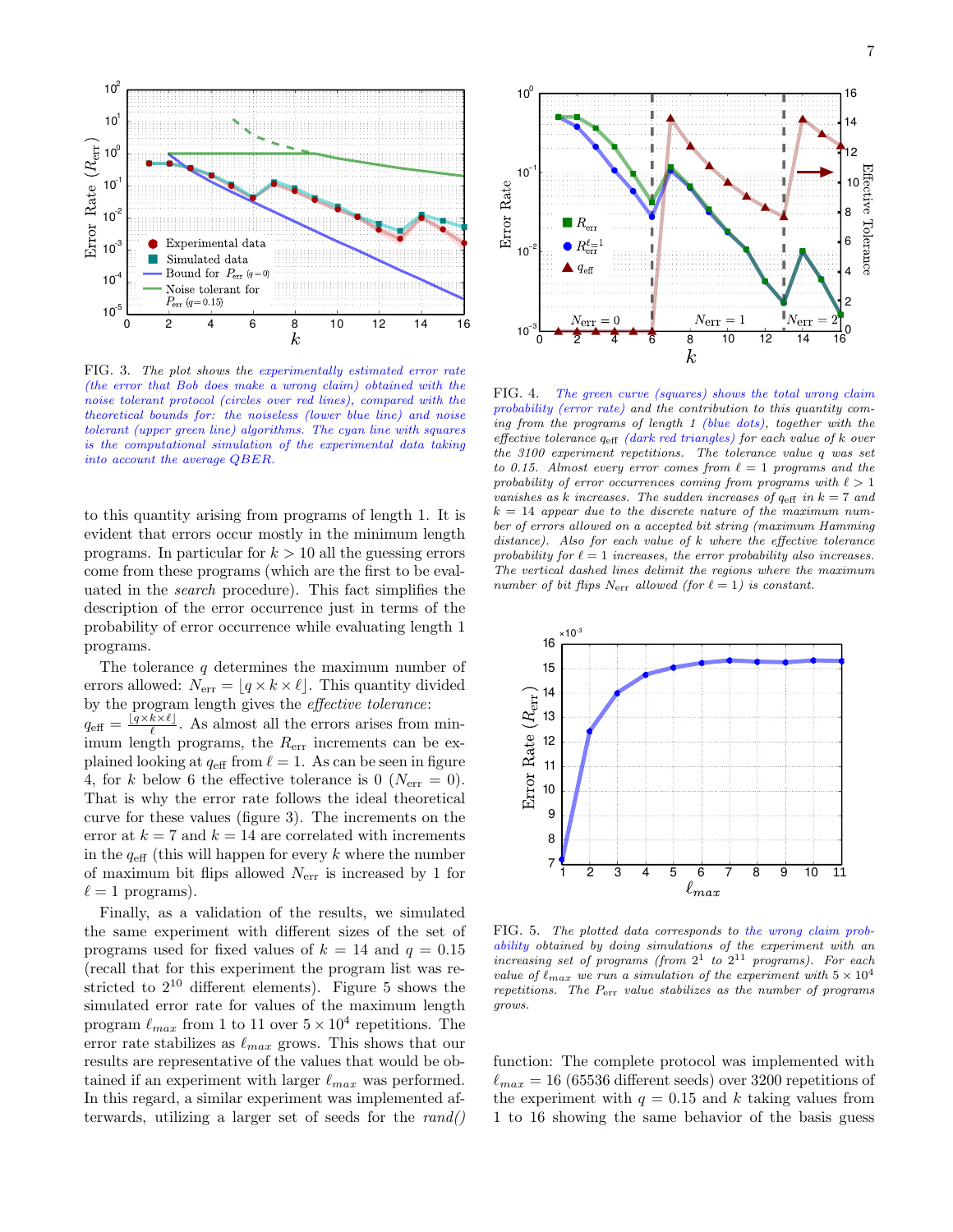FIG. 3. *The plot shows the experimentally estimated error rate (the error that Bob does make a wrong claim) obtained with the noise tolerant protocol (circles over red lines), compared with the theoretical bounds for: the noiseless (lower blue line) and noise tolerant (upper green line) algorithms. The cyan line with squares is the computational simulation of the experimental data taking into account the average QBER.*

to this quantity arising from programs of length 1. It is evident that errors occur mostly in the minimum length programs. In particular for $k > 10$ all the guessing errors come from these programs (which are the first to be evaluated in the *search* procedure). This fact simplifies the description of the error occurrence just in terms of the probability of error occurrence while evaluating length 1 programs.

The tolerance $q$ determines the maximum number of errors allowed: $N_{\rm err} = \lfloor q \times k \times \ell \rfloor$. This quantity divided by the program length gives the *effective tolerance*: $q_{\rm eff} = \frac{\lfloor q \times k \times \ell \rfloor}{\ell}$. As almost all the errors arises from minimum length programs, the $R_{\rm err}$ increments can be explained looking at $q_{\rm eff}$ from $\ell = 1$. As can be seen in figure 4, for $k$ below 6 the effective tolerance is 0 ($N_{\rm err} = 0$). That is why the error rate follows the ideal theoretical curve for these values (figure 3). The increments on the error at $k = 7$ and $k = 14$ are correlated with increments in the $q_{\rm eff}$ (this will happen for every $k$ where the number of maximum bit flips allowed $N_{\rm err}$ is increased by 1 for $\ell = 1$ programs).

Finally, as a validation of the results, we simulated the same experiment with different sizes of the set of programs used for fixed values of $k = 14$ and $q = 0.15$ (recall that for this experiment the program list was restricted to $2^{10}$ different elements). Figure 5 shows the simulated error rate for values of the maximum length program $\ell_{max}$ from 1 to 11 over $5 \times 10^4$ repetitions. The error rate stabilizes as $\ell_{max}$ grows. This shows that our results are representative of the values that would be obtained if an experiment with larger $\ell_{max}$ was performed. In this regard, a similar experiment was implemented afterwards, utilizing a larger set of seeds for the *rand()*

FIG. 4. *The green curve (squares) shows the total wrong claim probability (error rate) and the contribution to this quantity coming from the programs of length 1 (blue dots), together with the effective tolerance $q_{\rm eff}$ (dark red triangles) for each value of $k$ over the 3100 experiment repetitions. The tolerance value $q$ was set to 0.15. Almost every error comes from $\ell = 1$ programs and the probability of error occurrences coming from programs with $\ell > 1$ vanishes as $k$ increases. The sudden increases of $q_{\rm eff}$ in $k = 7$ and $k = 14$ appear due to the discrete nature of the maximum number of errors allowed on a accepted bit string (maximum Hamming distance). Also for each value of $k$ where the effective tolerance probability for $\ell = 1$ increases, the error probability also increases. The vertical dashed lines delimit the regions where the maximum number of bit flips $N_{\rm err}$ allowed (for $\ell = 1$) is constant.*

FIG. 5. *The plotted data corresponds to the wrong claim probability obtained by doing simulations of the experiment with an increasing set of programs (from $2^1$ to $2^{11}$ programs). For each value of $\ell_{max}$ we run a simulation of the experiment with $5 \times 10^4$ repetitions. The $P_{\rm err}$ value stabilizes as the number of programs grows.*

function: The complete protocol was implemented with $\ell_{max} = 16$ (65536 different seeds) over 3200 repetitions of the experiment with $q = 0.15$ and $k$ taking values from 1 to 16 showing the same behavior of the basis guess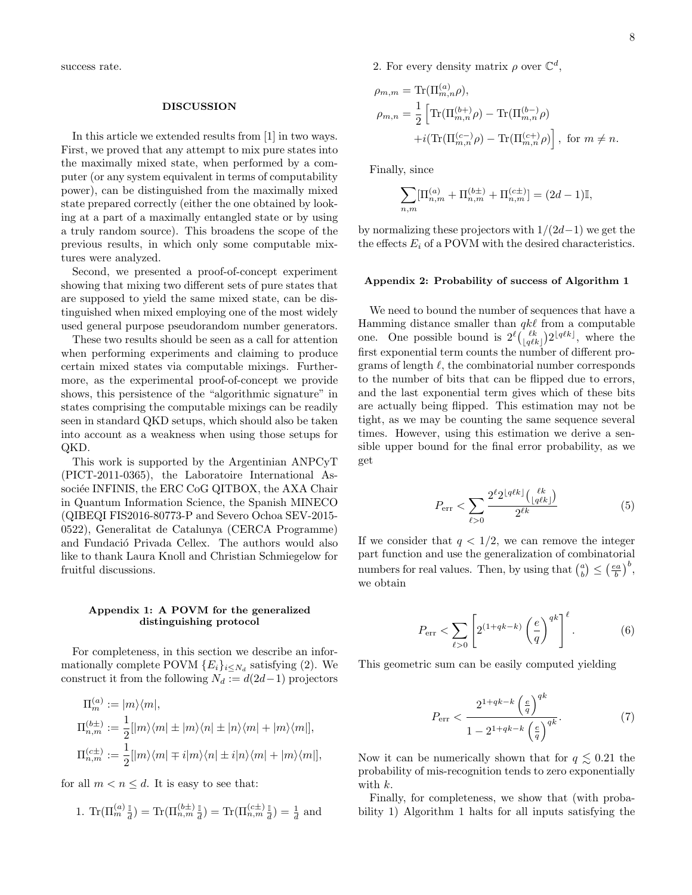success rate.

## DISCUSSION

In this article we extended results from [1] in two ways. First, we proved that any attempt to mix pure states into the maximally mixed state, when performed by a computer (or any system equivalent in terms of computability power), can be distinguished from the maximally mixed state prepared correctly (either the one obtained by looking at a part of a maximally entangled state or by using a truly random source). This broadens the scope of the previous results, in which only some computable mixtures were analyzed.

Second, we presented a proof-of-concept experiment showing that mixing two different sets of pure states that are supposed to yield the same mixed state, can be distinguished when mixed employing one of the most widely used general purpose pseudorandom number generators.

These two results should be seen as a call for attention when performing experiments and claiming to produce certain mixed states via computable mixings. Furthermore, as the experimental proof-of-concept we provide shows, this persistence of the "algorithmic signature" in states comprising the computable mixings can be readily seen in standard QKD setups, which should also be taken into account as a weakness when using those setups for QKD.

This work is supported by the Argentinian ANPCyT (PICT-2011-0365), the Laboratoire International Associée INFINIS, the ERC CoG QITBOX, the AXA Chair in Quantum Information Science, the Spanish MINECO (QIBEQI FIS2016-80773-P and Severo Ochoa SEV-2015-0522), Generalitat de Catalunya (CERCA Programme) and Fundació Privada Cellex. The authors would also like to thank Laura Knoll and Christian Schmiegelow for fruitful discussions.

### Appendix 1: A POVM for the generalized distinguishing protocol

For completeness, in this section we describe an informationally complete POVM $\{E_i\}_{i\leq N_d}$ satisfying (2). We construct it from the following $N_d := d(2d-1)$ projectors

$$
\begin{aligned}
\Pi^{(a)}_m &:= |m\rangle\langle m|,\\
\Pi^{(b\pm)}_{n,m} &:= \frac{1}{2}[|m\rangle\langle m| \pm |m\rangle\langle n| \pm |n\rangle\langle m| + |m\rangle\langle m|],\\
\Pi^{(c\pm)}_{n,m} &:= \frac{1}{2}[|m\rangle\langle m| \mp i|m\rangle\langle n| \pm i|n\rangle\langle m| + |m\rangle\langle m|],
\end{aligned}
$$

for all $m < n \leq d$. It is easy to see that:

1. $\mathrm{Tr}(\Pi^{(a)}_m \frac{\mathbb{I}}{d}) = \mathrm{Tr}(\Pi^{(b\pm)}_{n,m} \frac{\mathbb{I}}{d}) = \mathrm{Tr}(\Pi^{(c\pm)}_{n,m} \frac{\mathbb{I}}{d}) = \frac{1}{d}$ and

2. For every density matrix $\rho$ over $\mathbb{C}^d$,

$$
\begin{aligned}
\rho_{m,m} &= \mathrm{Tr}(\Pi^{(a)}_{m,n}\rho),\\
\rho_{m,n} &= \frac{1}{2}\Big[\mathrm{Tr}(\Pi^{(b+)}_{m,n}\rho) - \mathrm{Tr}(\Pi^{(b-)}_{m,n}\rho)\\
&\quad + i(\mathrm{Tr}(\Pi^{(c-)}_{m,n}\rho) - \mathrm{Tr}(\Pi^{(c+)}_{m,n}\rho)\Big], \text{ for } m \neq n.
\end{aligned}
$$

Finally, since

$$
\sum_{n,m}[\Pi^{(a)}_{n,m} + \Pi^{(b\pm)}_{n,m} + \Pi^{(c\pm)}_{n,m}] = (2d-1)\mathbb{I},
$$

by normalizing these projectors with $1/(2d-1)$ we get the the effects $E_i$ of a POVM with the desired characteristics.

### Appendix 2: Probability of success of Algorithm 1

We need to bound the number of sequences that have a Hamming distance smaller than $qk\ell$ from a computable one. One possible bound is $2^\ell\binom{\ell k}{\lfloor q\ell k\rfloor}2^{\lfloor q\ell k\rfloor}$, where the first exponential term counts the number of different programs of length $\ell$, the combinatorial number corresponds to the number of bits that can be flipped due to errors, and the last exponential term gives which of these bits are actually being flipped. This estimation may not be tight, as we may be counting the same sequence several times. However, using this estimation we derive a sensible upper bound for the final error probability, as we get

$$
P_{\mathrm{err}} < \sum_{\ell>0} \frac{2^\ell 2^{\lfloor q\ell k\rfloor}\binom{\ell k}{\lfloor q\ell k\rfloor}}{2^{\ell k}} \tag{5}
$$

If we consider that $q < 1/2$, we can remove the integer part function and use the generalization of combinatorial numbers for real values. Then, by using that $\binom{a}{b} \leq \left(\frac{ea}{b}\right)^b$, we obtain

$$
P_{\mathrm{err}} < \sum_{\ell>0}\left[2^{(1+qk-k)}\left(\frac{e}{q}\right)^{qk}\right]^\ell. \tag{6}
$$

This geometric sum can be easily computed yielding

$$
P_{\mathrm{err}} < \frac{2^{1+qk-k}\left(\frac{e}{q}\right)^{qk}}{1-2^{1+qk-k}\left(\frac{e}{q}\right)^{qk}}. \tag{7}
$$

Now it can be numerically shown that for $q \lesssim 0.21$ the probability of mis-recognition tends to zero exponentially with $k$.

Finally, for completeness, we show that (with probability 1) Algorithm 1 halts for all inputs satisfying the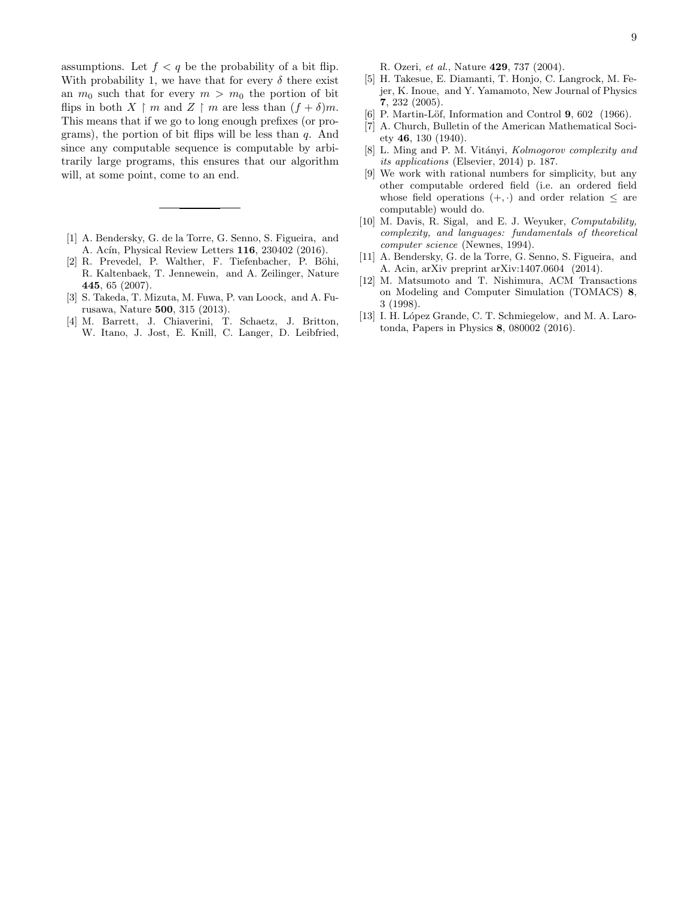assumptions. Let $f < q$ be the probability of a bit flip. With probability 1, we have that for every $\delta$ there exist an $m_0$ such that for every $m > m_0$ the portion of bit flips in both $X \upharpoonright m$ and $Z \upharpoonright m$ are less than $(f + \delta)m$. This means that if we go to long enough prefixes (or programs), the portion of bit flips will be less than $q$. And since any computable sequence is computable by arbitrarily large programs, this ensures that our algorithm will, at some point, come to an end.

---

[1] A. Bendersky, G. de la Torre, G. Senno, S. Figueira, and A. Acín, Physical Review Letters **116**, 230402 (2016).

[2] R. Prevedel, P. Walther, F. Tiefenbacher, P. Böhi, R. Kaltenbaek, T. Jennewein, and A. Zeilinger, Nature **445**, 65 (2007).

[3] S. Takeda, T. Mizuta, M. Fuwa, P. van Loock, and A. Furusawa, Nature **500**, 315 (2013).

[4] M. Barrett, J. Chiaverini, T. Schaetz, J. Britton, W. Itano, J. Jost, E. Knill, C. Langer, D. Leibfried, R. Ozeri, *et al.*, Nature **429**, 737 (2004).

[5] H. Takesue, E. Diamanti, T. Honjo, C. Langrock, M. Fejer, K. Inoue, and Y. Yamamoto, New Journal of Physics **7**, 232 (2005).

[6] P. Martin-Löf, Information and Control **9**, 602 (1966).

[7] A. Church, Bulletin of the American Mathematical Society **46**, 130 (1940).

[8] L. Ming and P. M. Vitányi, *Kolmogorov complexity and its applications* (Elsevier, 2014) p. 187.

[9] We work with rational numbers for simplicity, but any other computable ordered field (i.e. an ordered field whose field operations $(+, \cdot)$ and order relation $\leq$ are computable) would do.

[10] M. Davis, R. Sigal, and E. J. Weyuker, *Computability, complexity, and languages: fundamentals of theoretical computer science* (Newnes, 1994).

[11] A. Bendersky, G. de la Torre, G. Senno, S. Figueira, and A. Acin, arXiv preprint arXiv:1407.0604 (2014).

[12] M. Matsumoto and T. Nishimura, ACM Transactions on Modeling and Computer Simulation (TOMACS) **8**, 3 (1998).

[13] I. H. López Grande, C. T. Schmiegelow, and M. A. Larotonda, Papers in Physics **8**, 080002 (2016).